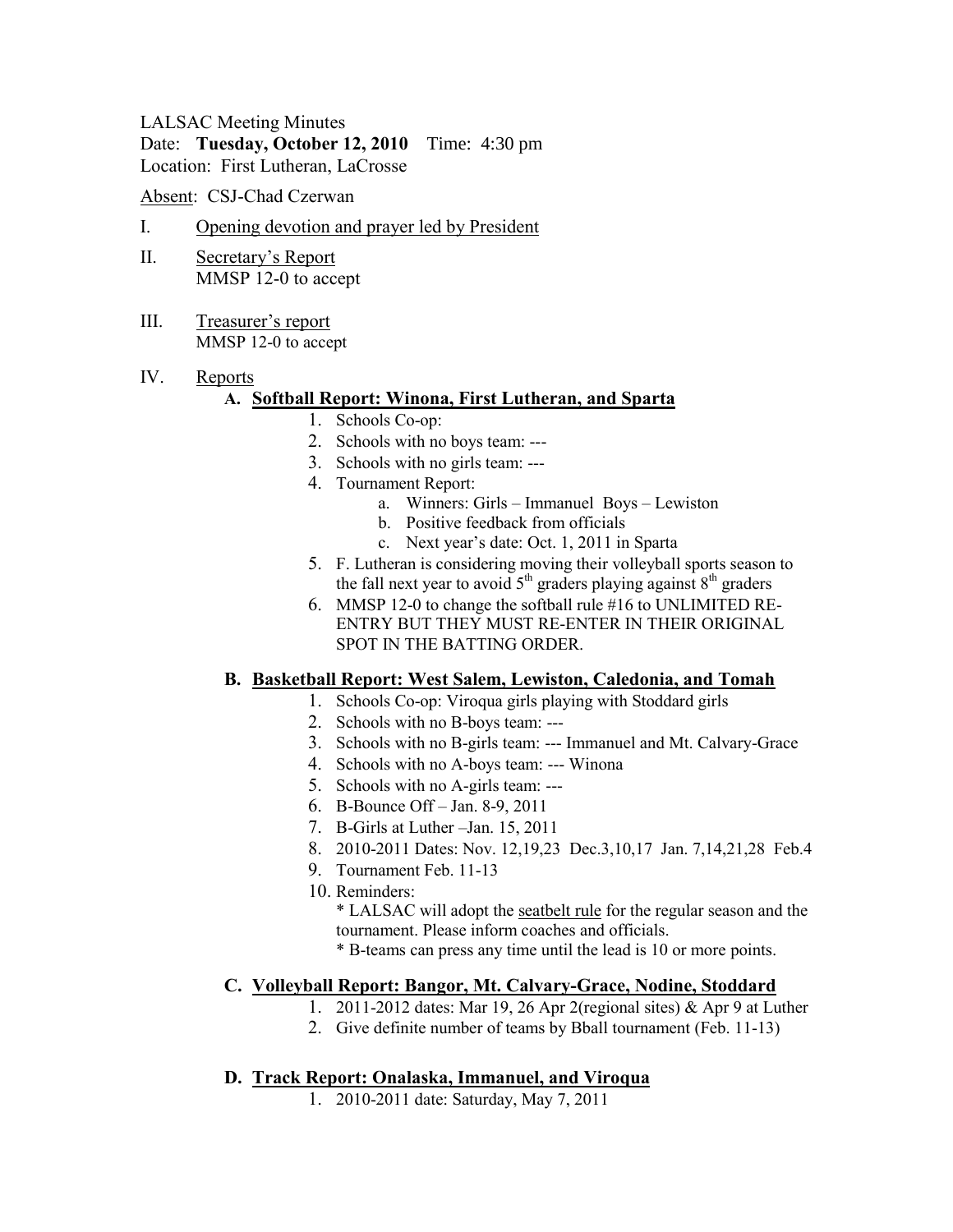LALSAC Meeting Minutes
Date: **Tuesday, October 12, 2010** Time: 4:30 pm
Location: First Lutheran, LaCrosse

Absent: CSJ-Chad Czerwan

I. Opening devotion and prayer led by President

II. Secretary's Report
MMSP 12-0 to accept

III. Treasurer's report
MMSP 12-0 to accept

IV. Reports

**A. Softball Report: Winona, First Lutheran, and Sparta**

1. Schools Co-op:
2. Schools with no boys team: ---
3. Schools with no girls team: ---
4. Tournament Report:
    a. Winners: Girls – Immanuel Boys – Lewiston
    b. Positive feedback from officials
    c. Next year's date: Oct. 1, 2011 in Sparta
5. F. Lutheran is considering moving their volleyball sports season to the fall next year to avoid 5th graders playing against 8th graders
6. MMSP 12-0 to change the softball rule #16 to UNLIMITED RE-ENTRY BUT THEY MUST RE-ENTER IN THEIR ORIGINAL SPOT IN THE BATTING ORDER.

**B. Basketball Report: West Salem, Lewiston, Caledonia, and Tomah**

1. Schools Co-op: Viroqua girls playing with Stoddard girls
2. Schools with no B-boys team: ---
3. Schools with no B-girls team: --- Immanuel and Mt. Calvary-Grace
4. Schools with no A-boys team: --- Winona
5. Schools with no A-girls team: ---
6. B-Bounce Off – Jan. 8-9, 2011
7. B-Girls at Luther –Jan. 15, 2011
8. 2010-2011 Dates: Nov. 12,19,23 Dec.3,10,17 Jan. 7,14,21,28 Feb.4
9. Tournament Feb. 11-13
10. Reminders:
    * LALSAC will adopt the seatbelt rule for the regular season and the tournament. Please inform coaches and officials.
    * B-teams can press any time until the lead is 10 or more points.

**C. Volleyball Report: Bangor, Mt. Calvary-Grace, Nodine, Stoddard**

1. 2011-2012 dates: Mar 19, 26 Apr 2(regional sites) & Apr 9 at Luther
2. Give definite number of teams by Bball tournament (Feb. 11-13)

**D. Track Report: Onalaska, Immanuel, and Viroqua**

1. 2010-2011 date: Saturday, May 7, 2011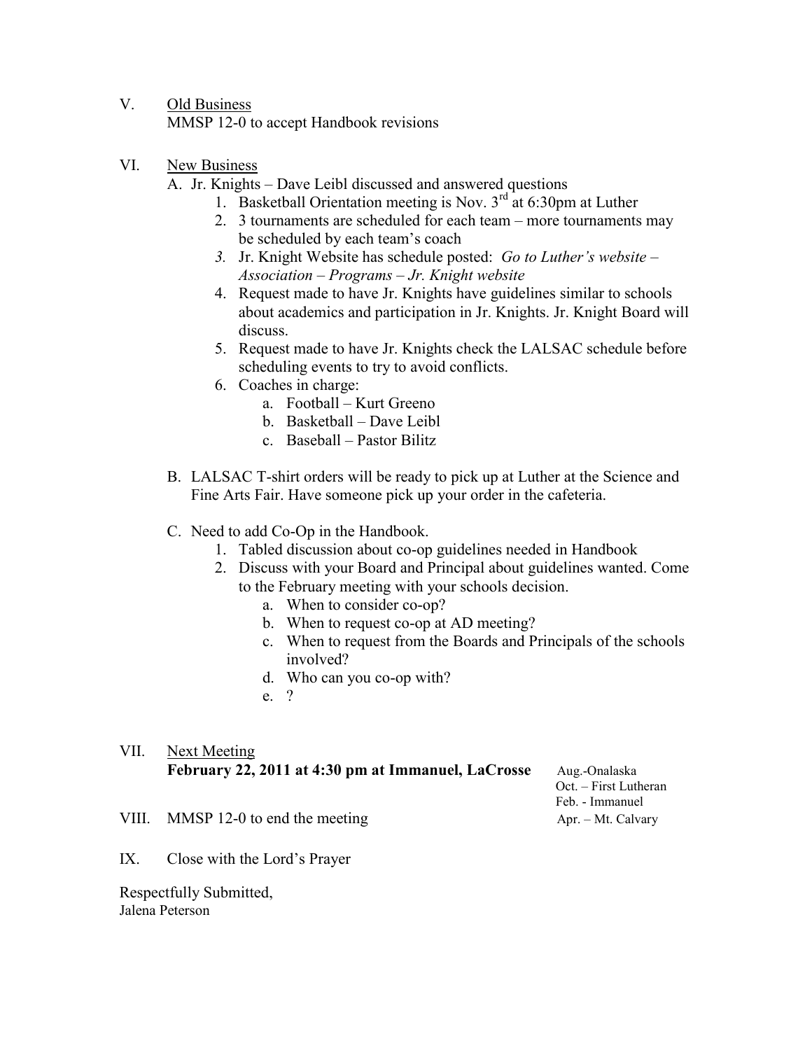V. <u>Old Business</u>

MMSP 12-0 to accept Handbook revisions

VI. <u>New Business</u>

A. Jr. Knights – Dave Leibl discussed and answered questions
   1. Basketball Orientation meeting is Nov. 3rd at 6:30pm at Luther
   2. 3 tournaments are scheduled for each team – more tournaments may be scheduled by each team's coach
   3. Jr. Knight Website has schedule posted: *Go to Luther's website – Association – Programs – Jr. Knight website*
   4. Request made to have Jr. Knights have guidelines similar to schools about academics and participation in Jr. Knights. Jr. Knight Board will discuss.
   5. Request made to have Jr. Knights check the LALSAC schedule before scheduling events to try to avoid conflicts.
   6. Coaches in charge:
      a. Football – Kurt Greeno
      b. Basketball – Dave Leibl
      c. Baseball – Pastor Bilitz

B. LALSAC T-shirt orders will be ready to pick up at Luther at the Science and Fine Arts Fair. Have someone pick up your order in the cafeteria.

C. Need to add Co-Op in the Handbook.
   1. Tabled discussion about co-op guidelines needed in Handbook
   2. Discuss with your Board and Principal about guidelines wanted. Come to the February meeting with your schools decision.
      a. When to consider co-op?
      b. When to request co-op at AD meeting?
      c. When to request from the Boards and Principals of the schools involved?
      d. Who can you co-op with?
      e. ?

VII. <u>Next Meeting</u>

**February 22, 2011 at 4:30 pm at Immanuel, LaCrosse**

Aug.-Onalaska
Oct. – First Lutheran
Feb. - Immanuel
Apr. – Mt. Calvary

VIII. MMSP 12-0 to end the meeting

IX. Close with the Lord's Prayer

Respectfully Submitted,
Jalena Peterson